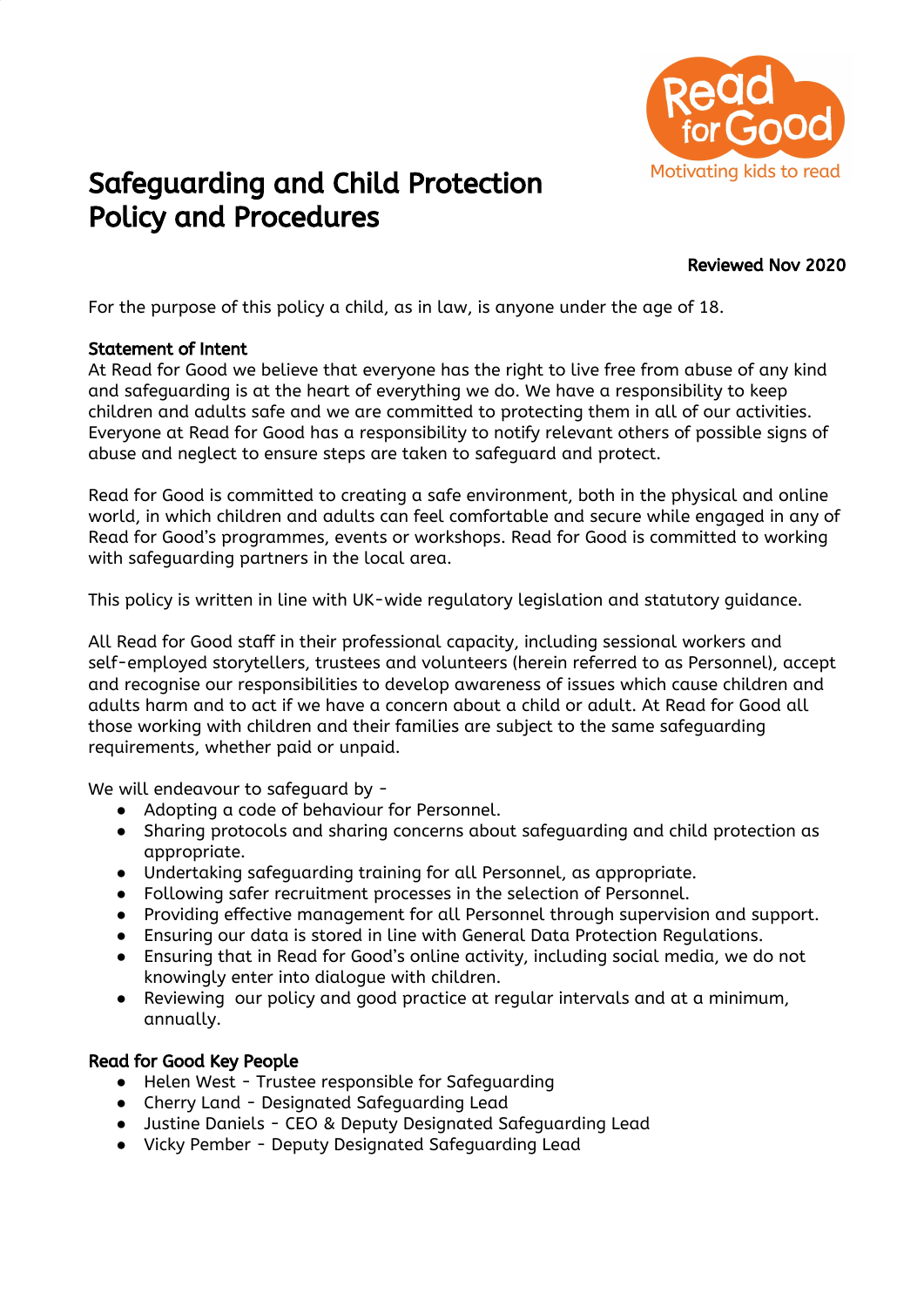# Safeguarding and Child Protection Policy and Procedures

**Reviewed Nov 2020**

For the purpose of this policy a child, as in law, is anyone under the age of 18.

### Statement of Intent

At Read for Good we believe that everyone has the right to live free from abuse of any kind and safeguarding is at the heart of everything we do. We have a responsibility to keep children and adults safe and we are committed to protecting them in all of our activities. Everyone at Read for Good has a responsibility to notify relevant others of possible signs of abuse and neglect to ensure steps are taken to safeguard and protect.

Read for Good is committed to creating a safe environment, both in the physical and online world, in which children and adults can feel comfortable and secure while engaged in any of Read for Good's programmes, events or workshops. Read for Good is committed to working with safeguarding partners in the local area.

This policy is written in line with UK-wide regulatory legislation and statutory guidance.

All Read for Good staff in their professional capacity, including sessional workers and self-employed storytellers, trustees and volunteers (herein referred to as Personnel), accept and recognise our responsibilities to develop awareness of issues which cause children and adults harm and to act if we have a concern about a child or adult. At Read for Good all those working with children and their families are subject to the same safeguarding requirements, whether paid or unpaid.

We will endeavour to safeguard by -

- Adopting a code of behaviour for Personnel.
- Sharing protocols and sharing concerns about safeguarding and child protection as appropriate.
- Undertaking safeguarding training for all Personnel, as appropriate.
- Following safer recruitment processes in the selection of Personnel.
- Providing effective management for all Personnel through supervision and support.
- Ensuring our data is stored in line with General Data Protection Regulations.
- Ensuring that in Read for Good's online activity, including social media, we do not knowingly enter into dialogue with children.
- Reviewing our policy and good practice at regular intervals and at a minimum, annually.

### Read for Good Key People

- Helen West - Trustee responsible for Safeguarding
- Cherry Land - Designated Safeguarding Lead
- Justine Daniels - CEO & Deputy Designated Safeguarding Lead
- Vicky Pember - Deputy Designated Safeguarding Lead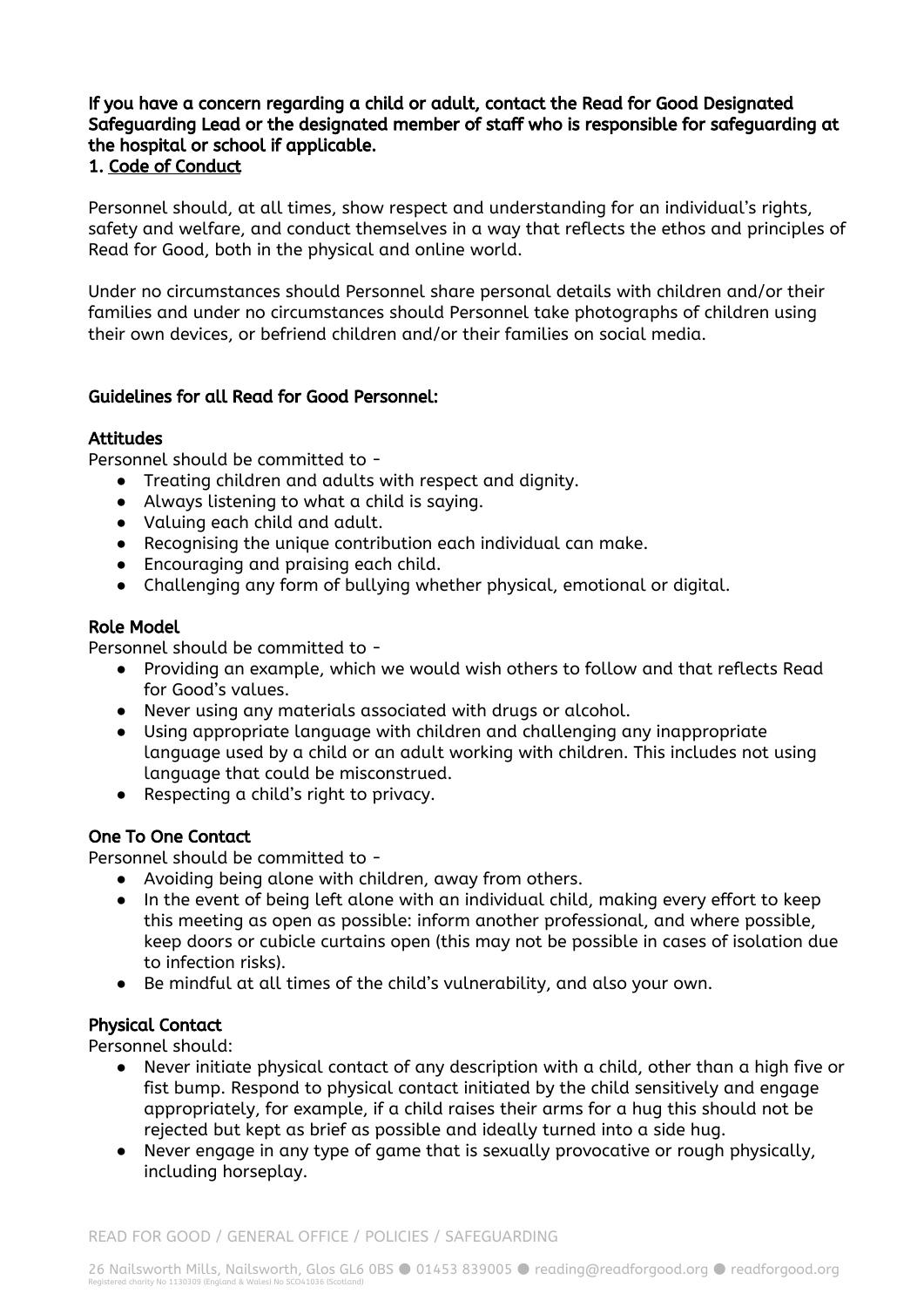**If you have a concern regarding a child or adult, contact the Read for Good Designated Safeguarding Lead or the designated member of staff who is responsible for safeguarding at the hospital or school if applicable.**

## 1. Code of Conduct

Personnel should, at all times, show respect and understanding for an individual's rights, safety and welfare, and conduct themselves in a way that reflects the ethos and principles of Read for Good, both in the physical and online world.

Under no circumstances should Personnel share personal details with children and/or their families and under no circumstances should Personnel take photographs of children using their own devices, or befriend children and/or their families on social media.

### Guidelines for all Read for Good Personnel:

#### Attitudes

Personnel should be committed to -

- Treating children and adults with respect and dignity.
- Always listening to what a child is saying.
- Valuing each child and adult.
- Recognising the unique contribution each individual can make.
- Encouraging and praising each child.
- Challenging any form of bullying whether physical, emotional or digital.

#### Role Model

Personnel should be committed to -

- Providing an example, which we would wish others to follow and that reflects Read for Good's values.
- Never using any materials associated with drugs or alcohol.
- Using appropriate language with children and challenging any inappropriate language used by a child or an adult working with children. This includes not using language that could be misconstrued.
- Respecting a child's right to privacy.

#### One To One Contact

Personnel should be committed to -

- Avoiding being alone with children, away from others.
- In the event of being left alone with an individual child, making every effort to keep this meeting as open as possible: inform another professional, and where possible, keep doors or cubicle curtains open (this may not be possible in cases of isolation due to infection risks).
- Be mindful at all times of the child's vulnerability, and also your own.

#### Physical Contact

Personnel should:

- Never initiate physical contact of any description with a child, other than a high five or fist bump. Respond to physical contact initiated by the child sensitively and engage appropriately, for example, if a child raises their arms for a hug this should not be rejected but kept as brief as possible and ideally turned into a side hug.
- Never engage in any type of game that is sexually provocative or rough physically, including horseplay.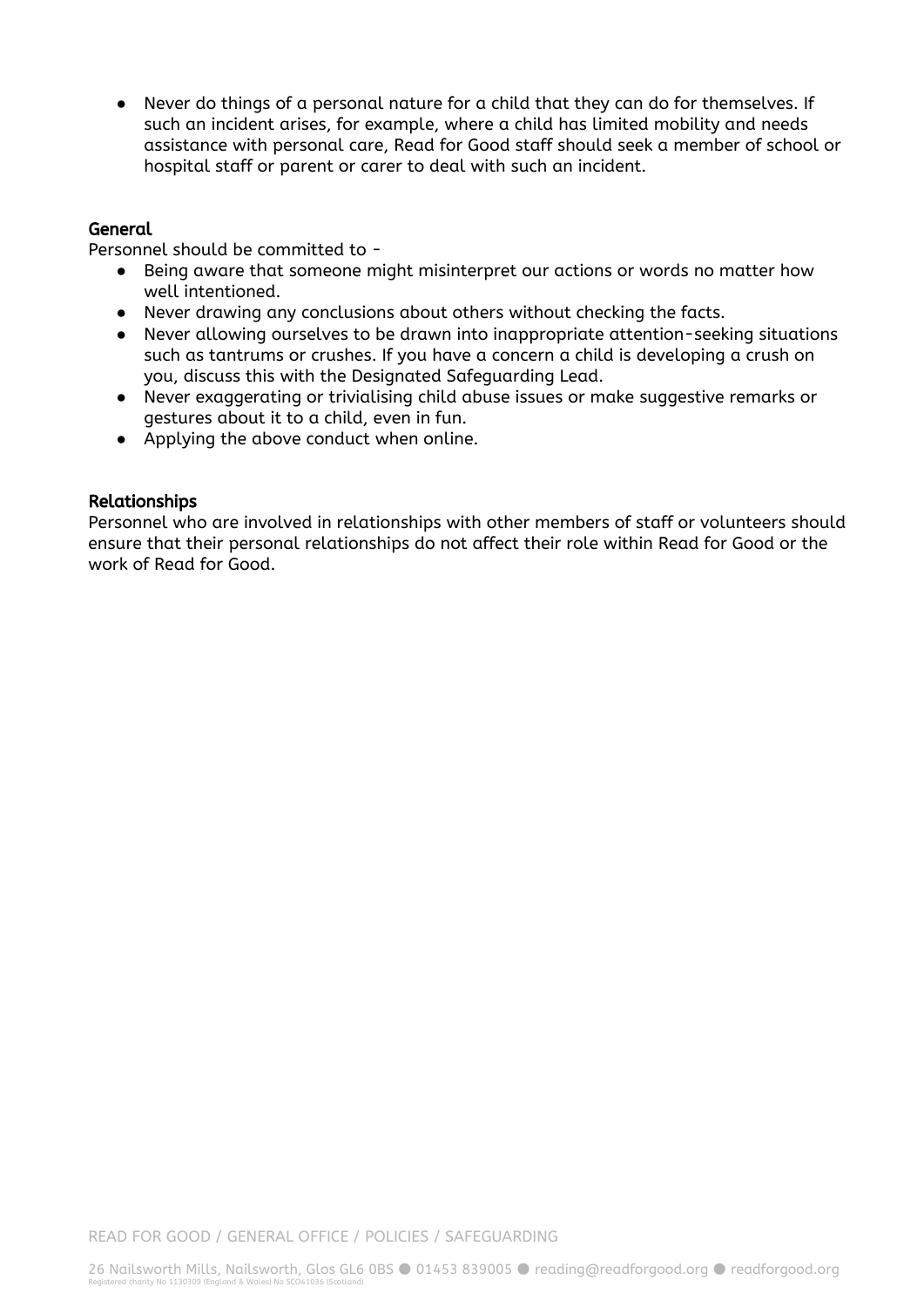- Never do things of a personal nature for a child that they can do for themselves. If such an incident arises, for example, where a child has limited mobility and needs assistance with personal care, Read for Good staff should seek a member of school or hospital staff or parent or carer to deal with such an incident.

### General

Personnel should be committed to -

- Being aware that someone might misinterpret our actions or words no matter how well intentioned.
- Never drawing any conclusions about others without checking the facts.
- Never allowing ourselves to be drawn into inappropriate attention-seeking situations such as tantrums or crushes. If you have a concern a child is developing a crush on you, discuss this with the Designated Safeguarding Lead.
- Never exaggerating or trivialising child abuse issues or make suggestive remarks or gestures about it to a child, even in fun.
- Applying the above conduct when online.

### Relationships

Personnel who are involved in relationships with other members of staff or volunteers should ensure that their personal relationships do not affect their role within Read for Good or the work of Read for Good.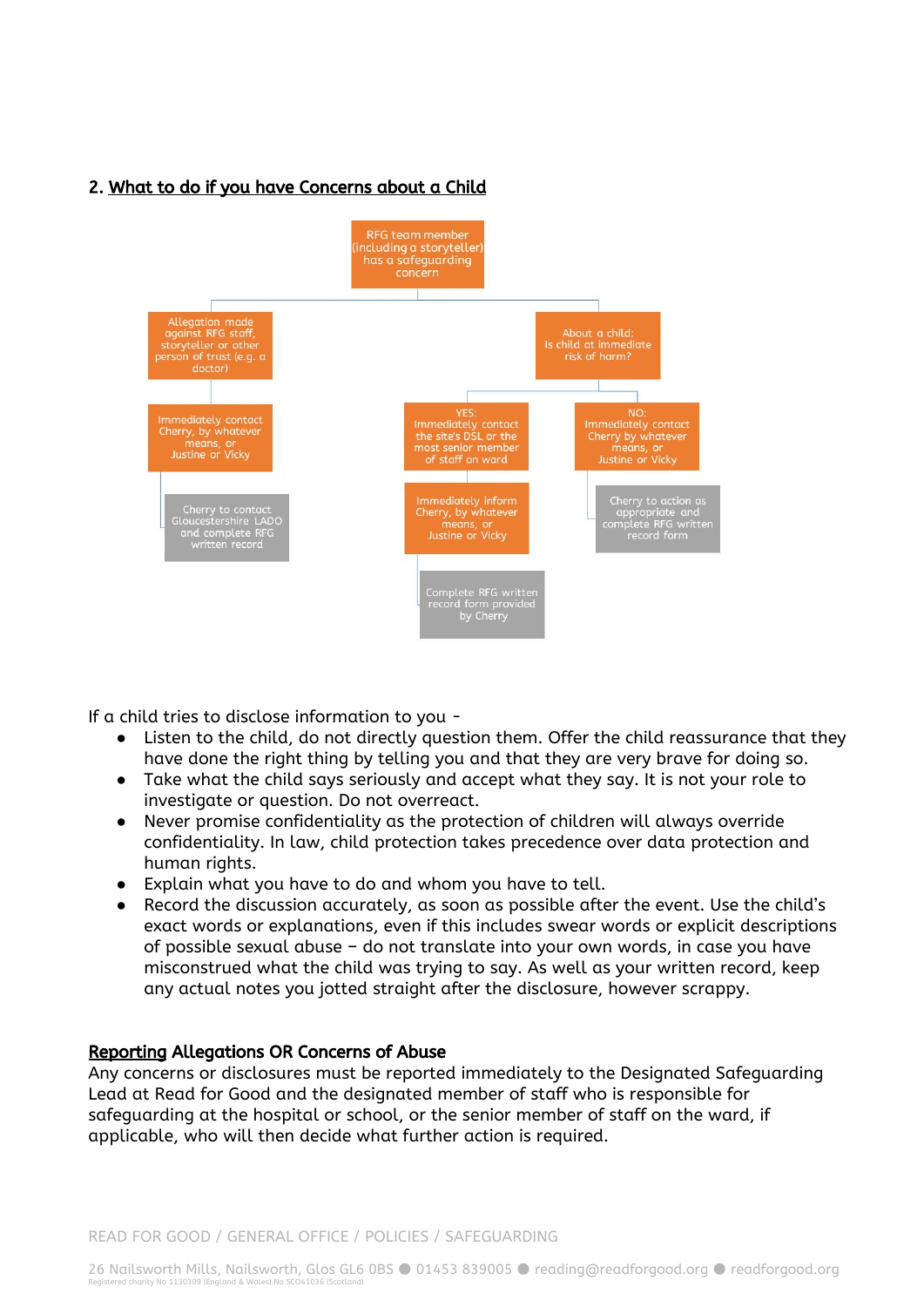## 2. What to do if you have Concerns about a Child

- RFG team member (including a storyteller) has a safeguarding concern
  - Allegation made against RFG staff, storyteller or other person of trust (e.g. a doctor)
    - Immediately contact Cherry, by whatever means, or Justine or Vicky
      - Cherry to contact Gloucestershire LADO and complete RFG written record
  - About a child: Is child at immediate risk of harm?
    - YES: Immediately contact the site's DSL or the most senior member of staff on ward
      - Immediately inform Cherry, by whatever means, or Justine or Vicky
        - Complete RFG written record form provided by Cherry
    - NO: Immediately contact Cherry by whatever means, or Justine or Vicky
      - Cherry to action as appropriate and complete RFG written record form

If a child tries to disclose information to you -

- Listen to the child, do not directly question them. Offer the child reassurance that they have done the right thing by telling you and that they are very brave for doing so.
- Take what the child says seriously and accept what they say. It is not your role to investigate or question. Do not overreact.
- Never promise confidentiality as the protection of children will always override confidentiality. In law, child protection takes precedence over data protection and human rights.
- Explain what you have to do and whom you have to tell.
- Record the discussion accurately, as soon as possible after the event. Use the child's exact words or explanations, even if this includes swear words or explicit descriptions of possible sexual abuse – do not translate into your own words, in case you have misconstrued what the child was trying to say. As well as your written record, keep any actual notes you jotted straight after the disclosure, however scrappy.

### Reporting Allegations OR Concerns of Abuse

Any concerns or disclosures must be reported immediately to the Designated Safeguarding Lead at Read for Good and the designated member of staff who is responsible for safeguarding at the hospital or school, or the senior member of staff on the ward, if applicable, who will then decide what further action is required.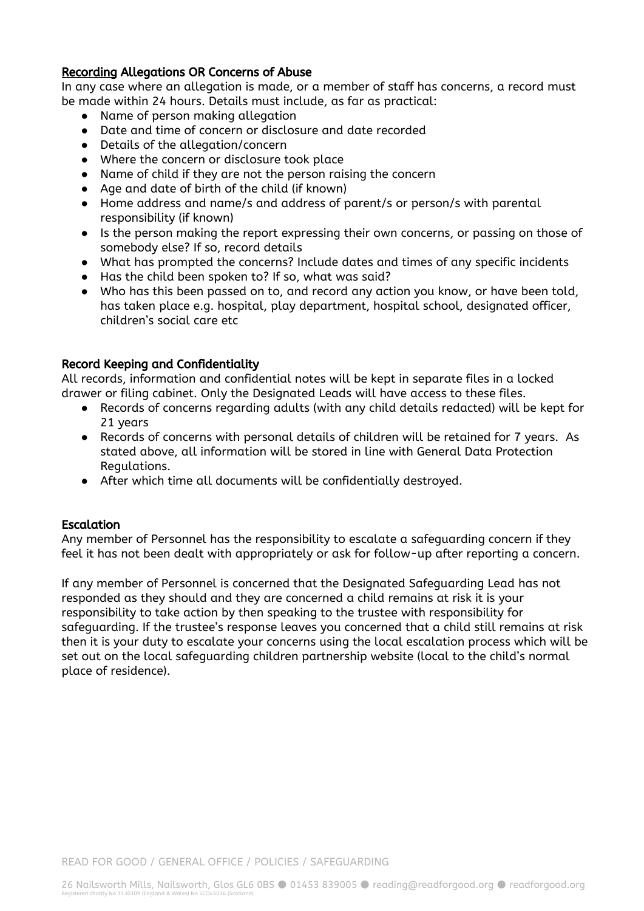### Recording Allegations OR Concerns of Abuse

In any case where an allegation is made, or a member of staff has concerns, a record must be made within 24 hours. Details must include, as far as practical:

- Name of person making allegation
- Date and time of concern or disclosure and date recorded
- Details of the allegation/concern
- Where the concern or disclosure took place
- Name of child if they are not the person raising the concern
- Age and date of birth of the child (if known)
- Home address and name/s and address of parent/s or person/s with parental responsibility (if known)
- Is the person making the report expressing their own concerns, or passing on those of somebody else? If so, record details
- What has prompted the concerns? Include dates and times of any specific incidents
- Has the child been spoken to? If so, what was said?
- Who has this been passed on to, and record any action you know, or have been told, has taken place e.g. hospital, play department, hospital school, designated officer, children's social care etc

### Record Keeping and Confidentiality

All records, information and confidential notes will be kept in separate files in a locked drawer or filing cabinet. Only the Designated Leads will have access to these files.

- Records of concerns regarding adults (with any child details redacted) will be kept for 21 years
- Records of concerns with personal details of children will be retained for 7 years. As stated above, all information will be stored in line with General Data Protection Regulations.
- After which time all documents will be confidentially destroyed.

### Escalation

Any member of Personnel has the responsibility to escalate a safeguarding concern if they feel it has not been dealt with appropriately or ask for follow-up after reporting a concern.

If any member of Personnel is concerned that the Designated Safeguarding Lead has not responded as they should and they are concerned a child remains at risk it is your responsibility to take action by then speaking to the trustee with responsibility for safeguarding. If the trustee's response leaves you concerned that a child still remains at risk then it is your duty to escalate your concerns using the local escalation process which will be set out on the local safeguarding children partnership website (local to the child's normal place of residence).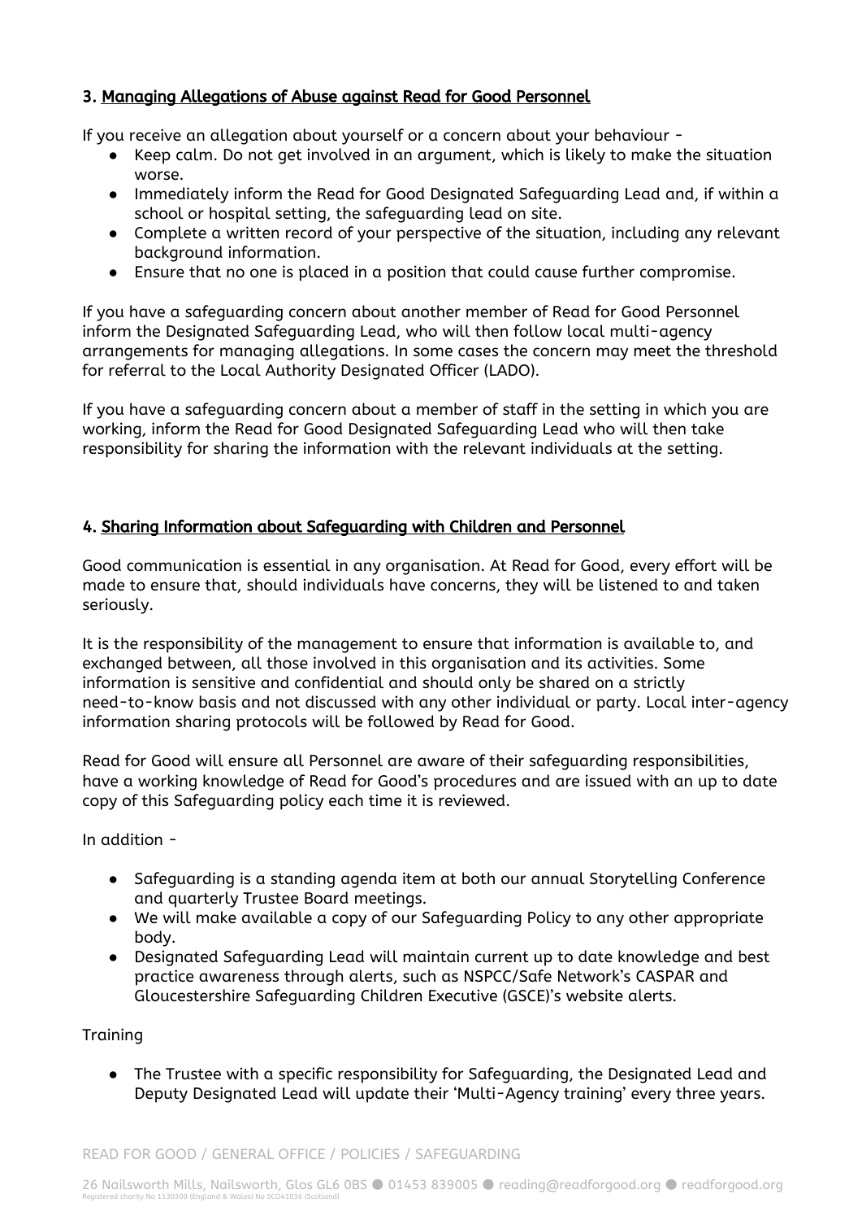### 3. Managing Allegations of Abuse against Read for Good Personnel

If you receive an allegation about yourself or a concern about your behaviour -

- Keep calm. Do not get involved in an argument, which is likely to make the situation worse.
- Immediately inform the Read for Good Designated Safeguarding Lead and, if within a school or hospital setting, the safeguarding lead on site.
- Complete a written record of your perspective of the situation, including any relevant background information.
- Ensure that no one is placed in a position that could cause further compromise.

If you have a safeguarding concern about another member of Read for Good Personnel inform the Designated Safeguarding Lead, who will then follow local multi-agency arrangements for managing allegations. In some cases the concern may meet the threshold for referral to the Local Authority Designated Officer (LADO).

If you have a safeguarding concern about a member of staff in the setting in which you are working, inform the Read for Good Designated Safeguarding Lead who will then take responsibility for sharing the information with the relevant individuals at the setting.

### 4. Sharing Information about Safeguarding with Children and Personnel

Good communication is essential in any organisation. At Read for Good, every effort will be made to ensure that, should individuals have concerns, they will be listened to and taken seriously.

It is the responsibility of the management to ensure that information is available to, and exchanged between, all those involved in this organisation and its activities. Some information is sensitive and confidential and should only be shared on a strictly need-to-know basis and not discussed with any other individual or party. Local inter-agency information sharing protocols will be followed by Read for Good.

Read for Good will ensure all Personnel are aware of their safeguarding responsibilities, have a working knowledge of Read for Good's procedures and are issued with an up to date copy of this Safeguarding policy each time it is reviewed.

In addition -

- Safeguarding is a standing agenda item at both our annual Storytelling Conference and quarterly Trustee Board meetings.
- We will make available a copy of our Safeguarding Policy to any other appropriate body.
- Designated Safeguarding Lead will maintain current up to date knowledge and best practice awareness through alerts, such as NSPCC/Safe Network's CASPAR and Gloucestershire Safeguarding Children Executive (GSCE)'s website alerts.

Training

- The Trustee with a specific responsibility for Safeguarding, the Designated Lead and Deputy Designated Lead will update their 'Multi-Agency training' every three years.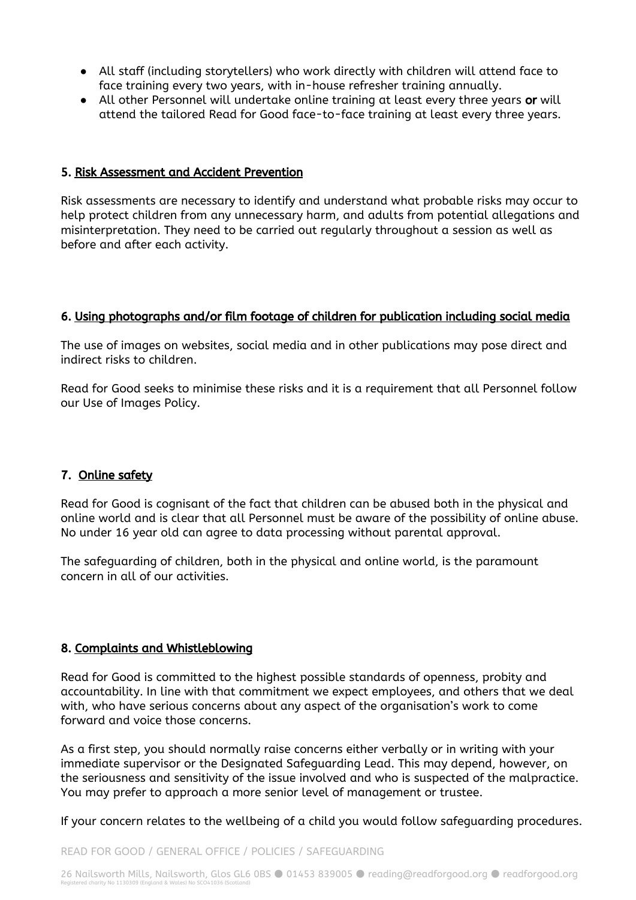- All staff (including storytellers) who work directly with children will attend face to face training every two years, with in-house refresher training annually.
- All other Personnel will undertake online training at least every three years **or** will attend the tailored Read for Good face-to-face training at least every three years.

## 5. Risk Assessment and Accident Prevention

Risk assessments are necessary to identify and understand what probable risks may occur to help protect children from any unnecessary harm, and adults from potential allegations and misinterpretation. They need to be carried out regularly throughout a session as well as before and after each activity.

## 6. Using photographs and/or film footage of children for publication including social media

The use of images on websites, social media and in other publications may pose direct and indirect risks to children.

Read for Good seeks to minimise these risks and it is a requirement that all Personnel follow our Use of Images Policy.

## 7. Online safety

Read for Good is cognisant of the fact that children can be abused both in the physical and online world and is clear that all Personnel must be aware of the possibility of online abuse. No under 16 year old can agree to data processing without parental approval.

The safeguarding of children, both in the physical and online world, is the paramount concern in all of our activities.

## 8. Complaints and Whistleblowing

Read for Good is committed to the highest possible standards of openness, probity and accountability. In line with that commitment we expect employees, and others that we deal with, who have serious concerns about any aspect of the organisation's work to come forward and voice those concerns.

As a first step, you should normally raise concerns either verbally or in writing with your immediate supervisor or the Designated Safeguarding Lead. This may depend, however, on the seriousness and sensitivity of the issue involved and who is suspected of the malpractice. You may prefer to approach a more senior level of management or trustee.

If your concern relates to the wellbeing of a child you would follow safeguarding procedures.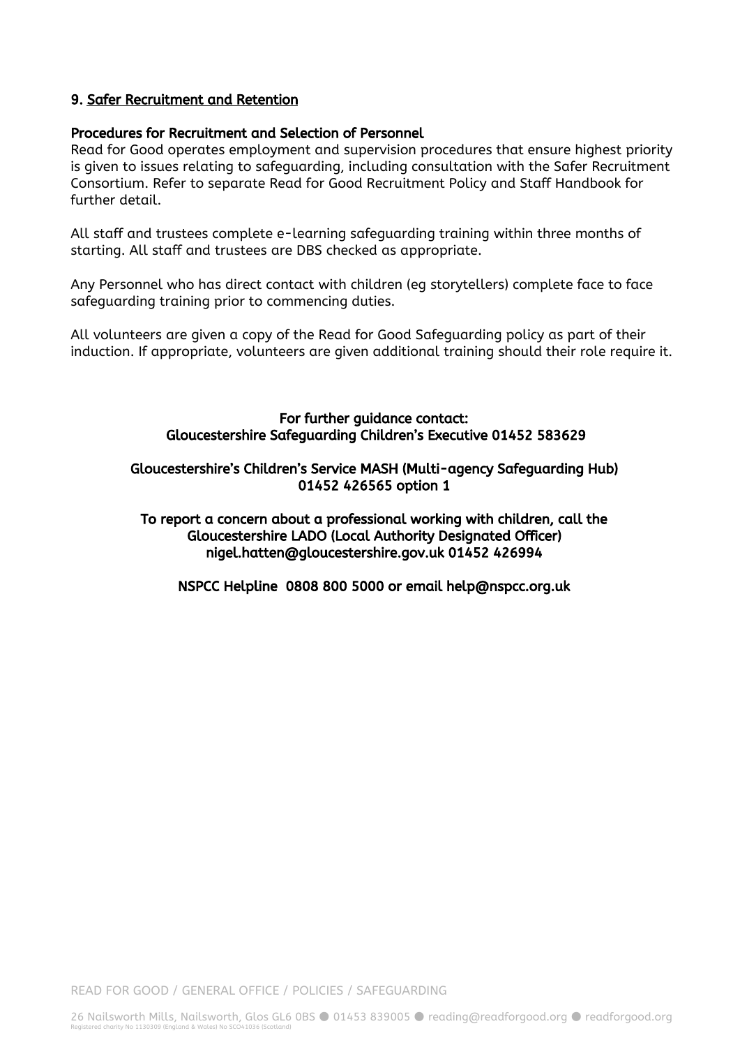## 9. Safer Recruitment and Retention

### Procedures for Recruitment and Selection of Personnel

Read for Good operates employment and supervision procedures that ensure highest priority is given to issues relating to safeguarding, including consultation with the Safer Recruitment Consortium. Refer to separate Read for Good Recruitment Policy and Staff Handbook for further detail.

All staff and trustees complete e-learning safeguarding training within three months of starting. All staff and trustees are DBS checked as appropriate.

Any Personnel who has direct contact with children (eg storytellers) complete face to face safeguarding training prior to commencing duties.

All volunteers are given a copy of the Read for Good Safeguarding policy as part of their induction. If appropriate, volunteers are given additional training should their role require it.

**For further guidance contact:**
**Gloucestershire Safeguarding Children's Executive 01452 583629**

**Gloucestershire's Children's Service MASH (Multi-agency Safeguarding Hub) 01452 426565 option 1**

**To report a concern about a professional working with children, call the Gloucestershire LADO (Local Authority Designated Officer) nigel.hatten@gloucestershire.gov.uk 01452 426994**

**NSPCC Helpline 0808 800 5000 or email help@nspcc.org.uk**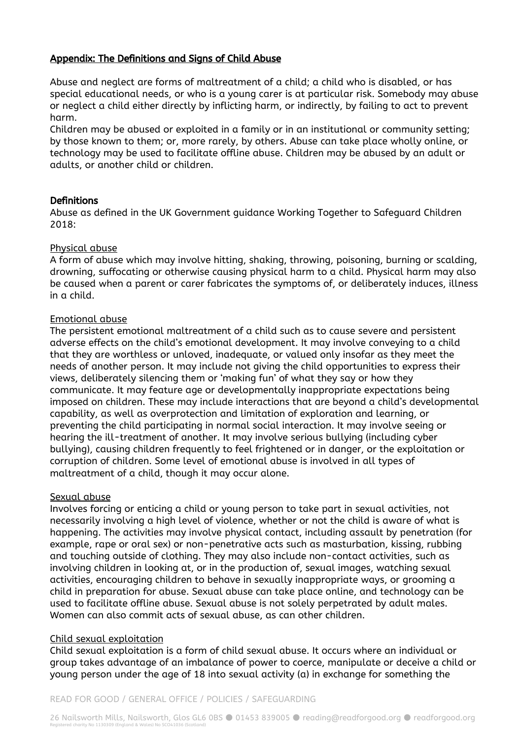## Appendix: The Definitions and Signs of Child Abuse

Abuse and neglect are forms of maltreatment of a child; a child who is disabled, or has special educational needs, or who is a young carer is at particular risk. Somebody may abuse or neglect a child either directly by inflicting harm, or indirectly, by failing to act to prevent harm.

Children may be abused or exploited in a family or in an institutional or community setting; by those known to them; or, more rarely, by others. Abuse can take place wholly online, or technology may be used to facilitate offline abuse. Children may be abused by an adult or adults, or another child or children.

### Definitions

Abuse as defined in the UK Government guidance Working Together to Safeguard Children 2018:

#### Physical abuse

A form of abuse which may involve hitting, shaking, throwing, poisoning, burning or scalding, drowning, suffocating or otherwise causing physical harm to a child. Physical harm may also be caused when a parent or carer fabricates the symptoms of, or deliberately induces, illness in a child.

#### Emotional abuse

The persistent emotional maltreatment of a child such as to cause severe and persistent adverse effects on the child's emotional development. It may involve conveying to a child that they are worthless or unloved, inadequate, or valued only insofar as they meet the needs of another person. It may include not giving the child opportunities to express their views, deliberately silencing them or 'making fun' of what they say or how they communicate. It may feature age or developmentally inappropriate expectations being imposed on children. These may include interactions that are beyond a child's developmental capability, as well as overprotection and limitation of exploration and learning, or preventing the child participating in normal social interaction. It may involve seeing or hearing the ill-treatment of another. It may involve serious bullying (including cyber bullying), causing children frequently to feel frightened or in danger, or the exploitation or corruption of children. Some level of emotional abuse is involved in all types of maltreatment of a child, though it may occur alone.

#### Sexual abuse

Involves forcing or enticing a child or young person to take part in sexual activities, not necessarily involving a high level of violence, whether or not the child is aware of what is happening. The activities may involve physical contact, including assault by penetration (for example, rape or oral sex) or non-penetrative acts such as masturbation, kissing, rubbing and touching outside of clothing. They may also include non-contact activities, such as involving children in looking at, or in the production of, sexual images, watching sexual activities, encouraging children to behave in sexually inappropriate ways, or grooming a child in preparation for abuse. Sexual abuse can take place online, and technology can be used to facilitate offline abuse. Sexual abuse is not solely perpetrated by adult males. Women can also commit acts of sexual abuse, as can other children.

#### Child sexual exploitation

Child sexual exploitation is a form of child sexual abuse. It occurs where an individual or group takes advantage of an imbalance of power to coerce, manipulate or deceive a child or young person under the age of 18 into sexual activity (a) in exchange for something the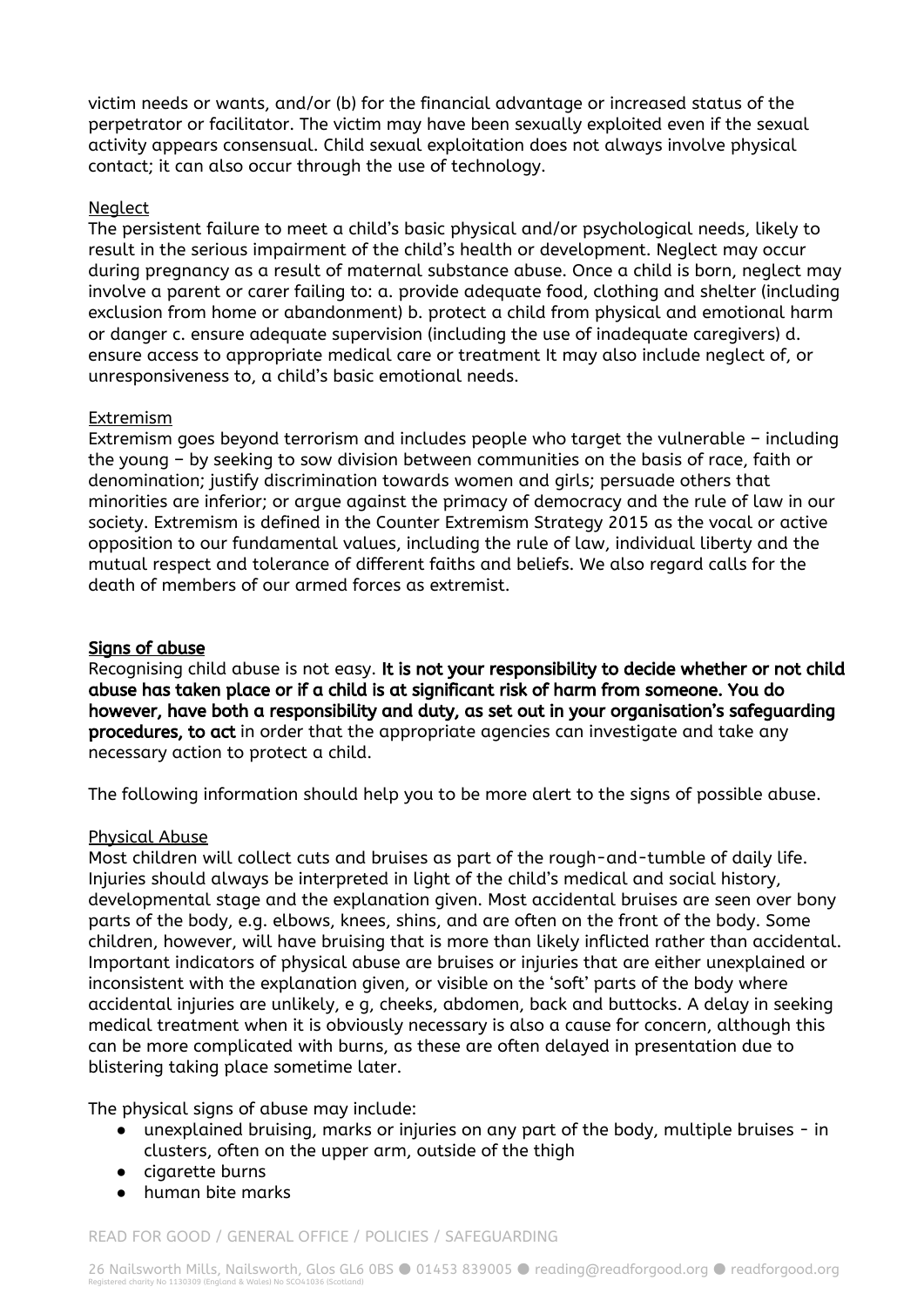victim needs or wants, and/or (b) for the financial advantage or increased status of the perpetrator or facilitator. The victim may have been sexually exploited even if the sexual activity appears consensual. Child sexual exploitation does not always involve physical contact; it can also occur through the use of technology.

Neglect

The persistent failure to meet a child's basic physical and/or psychological needs, likely to result in the serious impairment of the child's health or development. Neglect may occur during pregnancy as a result of maternal substance abuse. Once a child is born, neglect may involve a parent or carer failing to: a. provide adequate food, clothing and shelter (including exclusion from home or abandonment) b. protect a child from physical and emotional harm or danger c. ensure adequate supervision (including the use of inadequate caregivers) d. ensure access to appropriate medical care or treatment It may also include neglect of, or unresponsiveness to, a child's basic emotional needs.

Extremism

Extremism goes beyond terrorism and includes people who target the vulnerable – including the young – by seeking to sow division between communities on the basis of race, faith or denomination; justify discrimination towards women and girls; persuade others that minorities are inferior; or argue against the primacy of democracy and the rule of law in our society. Extremism is defined in the Counter Extremism Strategy 2015 as the vocal or active opposition to our fundamental values, including the rule of law, individual liberty and the mutual respect and tolerance of different faiths and beliefs. We also regard calls for the death of members of our armed forces as extremist.

## Signs of abuse

Recognising child abuse is not easy. **It is not your responsibility to decide whether or not child abuse has taken place or if a child is at significant risk of harm from someone. You do however, have both a responsibility and duty, as set out in your organisation's safeguarding procedures, to act** in order that the appropriate agencies can investigate and take any necessary action to protect a child.

The following information should help you to be more alert to the signs of possible abuse.

Physical Abuse

Most children will collect cuts and bruises as part of the rough-and-tumble of daily life. Injuries should always be interpreted in light of the child's medical and social history, developmental stage and the explanation given. Most accidental bruises are seen over bony parts of the body, e.g. elbows, knees, shins, and are often on the front of the body. Some children, however, will have bruising that is more than likely inflicted rather than accidental. Important indicators of physical abuse are bruises or injuries that are either unexplained or inconsistent with the explanation given, or visible on the 'soft' parts of the body where accidental injuries are unlikely, e g, cheeks, abdomen, back and buttocks. A delay in seeking medical treatment when it is obviously necessary is also a cause for concern, although this can be more complicated with burns, as these are often delayed in presentation due to blistering taking place sometime later.

The physical signs of abuse may include:

- unexplained bruising, marks or injuries on any part of the body, multiple bruises - in clusters, often on the upper arm, outside of the thigh
- cigarette burns
- human bite marks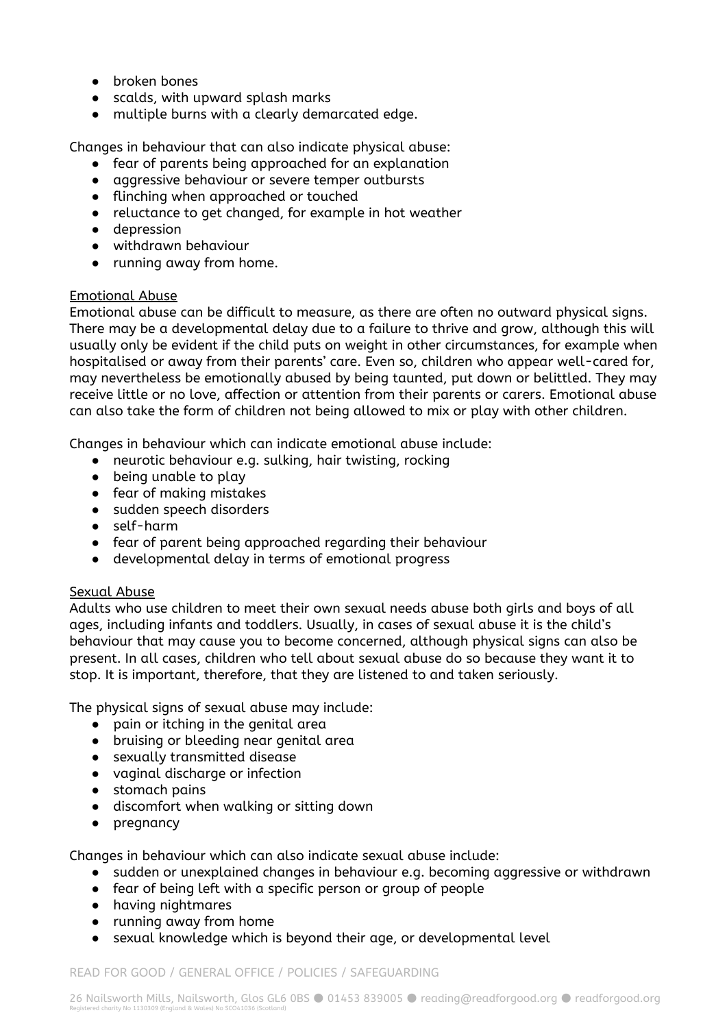- broken bones
- scalds, with upward splash marks
- multiple burns with a clearly demarcated edge.

Changes in behaviour that can also indicate physical abuse:

- fear of parents being approached for an explanation
- aggressive behaviour or severe temper outbursts
- flinching when approached or touched
- reluctance to get changed, for example in hot weather
- depression
- withdrawn behaviour
- running away from home.

Emotional Abuse

Emotional abuse can be difficult to measure, as there are often no outward physical signs. There may be a developmental delay due to a failure to thrive and grow, although this will usually only be evident if the child puts on weight in other circumstances, for example when hospitalised or away from their parents' care. Even so, children who appear well-cared for, may nevertheless be emotionally abused by being taunted, put down or belittled. They may receive little or no love, affection or attention from their parents or carers. Emotional abuse can also take the form of children not being allowed to mix or play with other children.

Changes in behaviour which can indicate emotional abuse include:

- neurotic behaviour e.g. sulking, hair twisting, rocking
- being unable to play
- fear of making mistakes
- sudden speech disorders
- self-harm
- fear of parent being approached regarding their behaviour
- developmental delay in terms of emotional progress

Sexual Abuse

Adults who use children to meet their own sexual needs abuse both girls and boys of all ages, including infants and toddlers. Usually, in cases of sexual abuse it is the child's behaviour that may cause you to become concerned, although physical signs can also be present. In all cases, children who tell about sexual abuse do so because they want it to stop. It is important, therefore, that they are listened to and taken seriously.

The physical signs of sexual abuse may include:

- pain or itching in the genital area
- bruising or bleeding near genital area
- sexually transmitted disease
- vaginal discharge or infection
- stomach pains
- discomfort when walking or sitting down
- pregnancy

Changes in behaviour which can also indicate sexual abuse include:

- sudden or unexplained changes in behaviour e.g. becoming aggressive or withdrawn
- fear of being left with a specific person or group of people
- having nightmares
- running away from home
- sexual knowledge which is beyond their age, or developmental level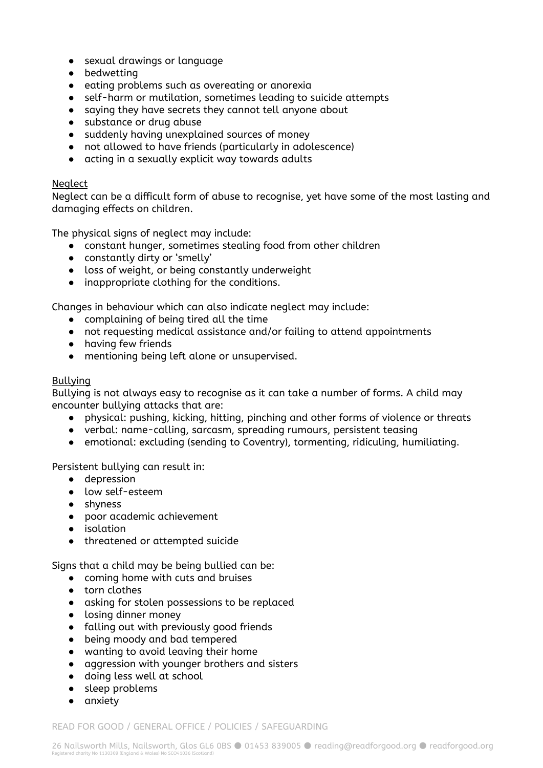- sexual drawings or language
- bedwetting
- eating problems such as overeating or anorexia
- self-harm or mutilation, sometimes leading to suicide attempts
- saying they have secrets they cannot tell anyone about
- substance or drug abuse
- suddenly having unexplained sources of money
- not allowed to have friends (particularly in adolescence)
- acting in a sexually explicit way towards adults

<u>Neglect</u>

Neglect can be a difficult form of abuse to recognise, yet have some of the most lasting and damaging effects on children.

The physical signs of neglect may include:

- constant hunger, sometimes stealing food from other children
- constantly dirty or 'smelly'
- loss of weight, or being constantly underweight
- inappropriate clothing for the conditions.

Changes in behaviour which can also indicate neglect may include:

- complaining of being tired all the time
- not requesting medical assistance and/or failing to attend appointments
- having few friends
- mentioning being left alone or unsupervised.

<u>Bullying</u>

Bullying is not always easy to recognise as it can take a number of forms. A child may encounter bullying attacks that are:

- physical: pushing, kicking, hitting, pinching and other forms of violence or threats
- verbal: name-calling, sarcasm, spreading rumours, persistent teasing
- emotional: excluding (sending to Coventry), tormenting, ridiculing, humiliating.

Persistent bullying can result in:

- depression
- low self-esteem
- shyness
- poor academic achievement
- isolation
- threatened or attempted suicide

Signs that a child may be being bullied can be:

- coming home with cuts and bruises
- torn clothes
- asking for stolen possessions to be replaced
- losing dinner money
- falling out with previously good friends
- being moody and bad tempered
- wanting to avoid leaving their home
- aggression with younger brothers and sisters
- doing less well at school
- sleep problems
- anxiety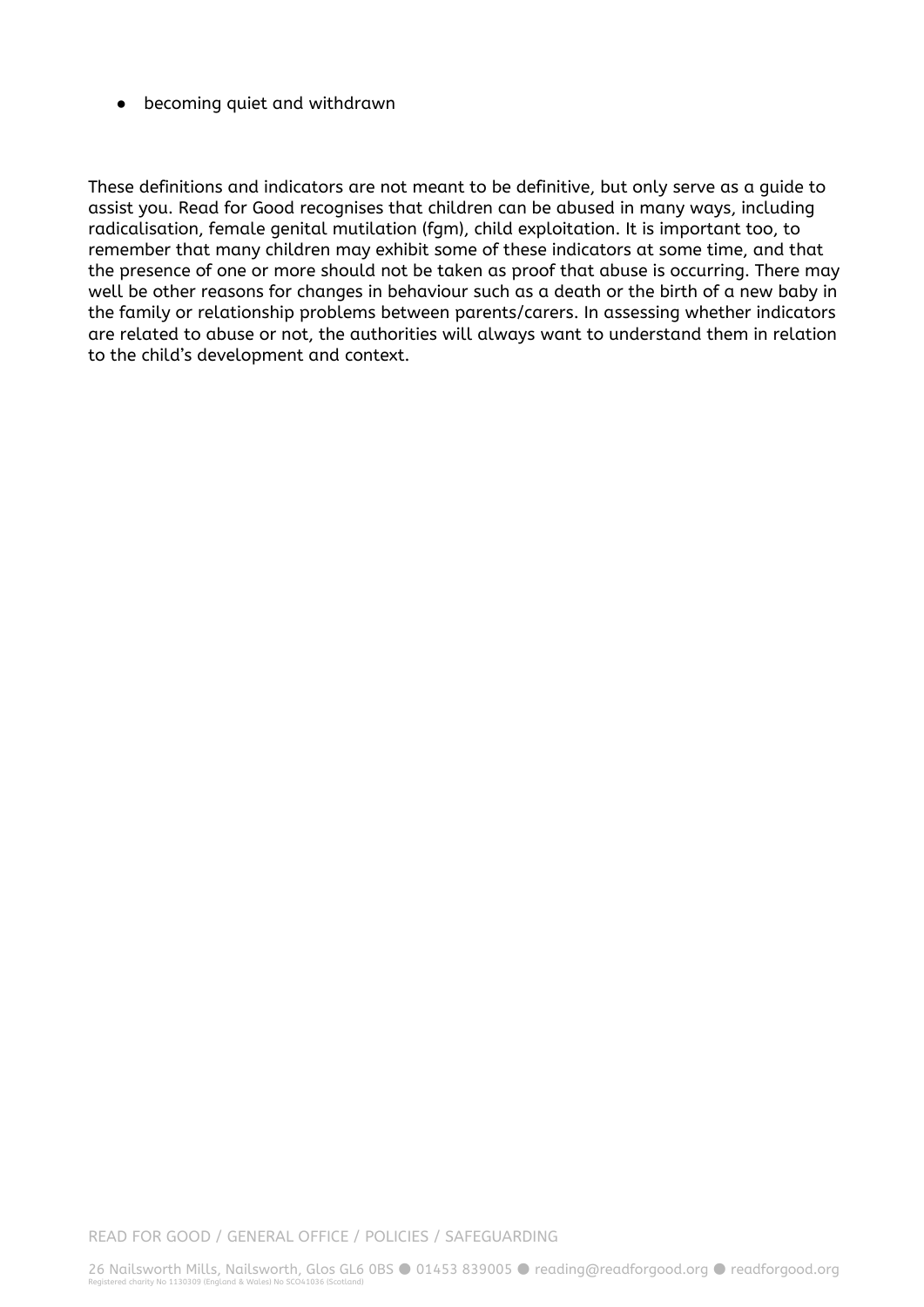- becoming quiet and withdrawn

These definitions and indicators are not meant to be definitive, but only serve as a guide to assist you. Read for Good recognises that children can be abused in many ways, including radicalisation, female genital mutilation (fgm), child exploitation. It is important too, to remember that many children may exhibit some of these indicators at some time, and that the presence of one or more should not be taken as proof that abuse is occurring. There may well be other reasons for changes in behaviour such as a death or the birth of a new baby in the family or relationship problems between parents/carers. In assessing whether indicators are related to abuse or not, the authorities will always want to understand them in relation to the child's development and context.